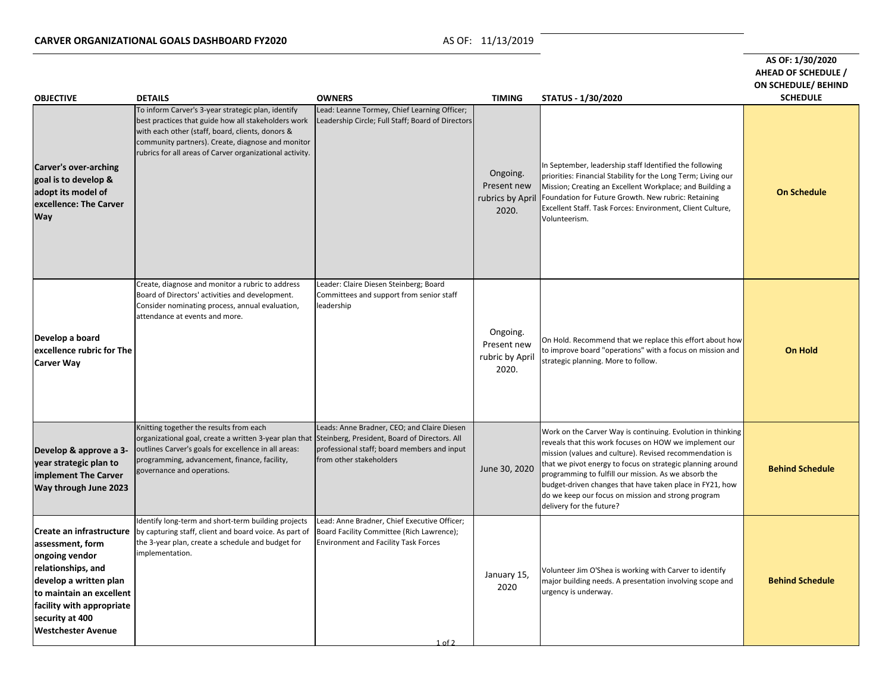**CARVER ORGANIZATIONAL GOALS DASHBOARD FY2020**

AS OF: 11/13/2019

| OBJECTIVE | DETAILS | OWNERS | TIMING | STATUS - 1/30/2020 | AS OF: 1/30/2020 AHEAD OF SCHEDULE / ON SCHEDULE/ BEHIND SCHEDULE |
|---|---|---|---|---|---|
| **Carver's over-arching goal is to develop & adopt its model of excellence: The Carver Way** | To inform Carver's 3-year strategic plan, identify best practices that guide how all stakeholders work with each other (staff, board, clients, donors & community partners). Create, diagnose and monitor rubrics for all areas of Carver organizational activity. | Lead: Leanne Tormey, Chief Learning Officer; Leadership Circle; Full Staff; Board of Directors | Ongoing. Present new rubrics by April 2020. | In September, leadership staff Identified the following priorities: Financial Stability for the Long Term; Living our Mission; Creating an Excellent Workplace; and Building a Foundation for Future Growth. New rubric: Retaining Excellent Staff. Task Forces: Environment, Client Culture, Volunteerism. | **On Schedule** |
| **Develop a board excellence rubric for The Carver Way** | Create, diagnose and monitor a rubric to address Board of Directors' activities and development. Consider nominating process, annual evaluation, attendance at events and more. | Leader: Claire Diesen Steinberg; Board Committees and support from senior staff leadership | Ongoing. Present new rubric by April 2020. | On Hold. Recommend that we replace this effort about how to improve board "operations" with a focus on mission and strategic planning. More to follow. | **On Hold** |
| **Develop & approve a 3-year strategic plan to implement The Carver Way through June 2023** | Knitting together the results from each organizational goal, create a written 3-year plan that outlines Carver's goals for excellence in all areas: programming, advancement, finance, facility, governance and operations. | Leads: Anne Bradner, CEO; and Claire Diesen Steinberg, President, Board of Directors. All professional staff; board members and input from other stakeholders | June 30, 2020 | Work on the Carver Way is continuing. Evolution in thinking reveals that this work focuses on HOW we implement our mission (values and culture). Revised recommendation is that we pivot energy to focus on strategic planning around programming to fulfill our mission. As we absorb the budget-driven changes that have taken place in FY21, how do we keep our focus on mission and strong program delivery for the future? | **Behind Schedule** |
| **Create an infrastructure assessment, form ongoing vendor relationships, and develop a written plan to maintain an excellent facility with appropriate security at 400 Westchester Avenue** | Identify long-term and short-term building projects by capturing staff, client and board voice. As part of the 3-year plan, create a schedule and budget for implementation. | Lead: Anne Bradner, Chief Executive Officer; Board Facility Committee (Rich Lawrence); Environment and Facility Task Forces | January 15, 2020 | Volunteer Jim O'Shea is working with Carver to identify major building needs. A presentation involving scope and urgency is underway. | **Behind Schedule** |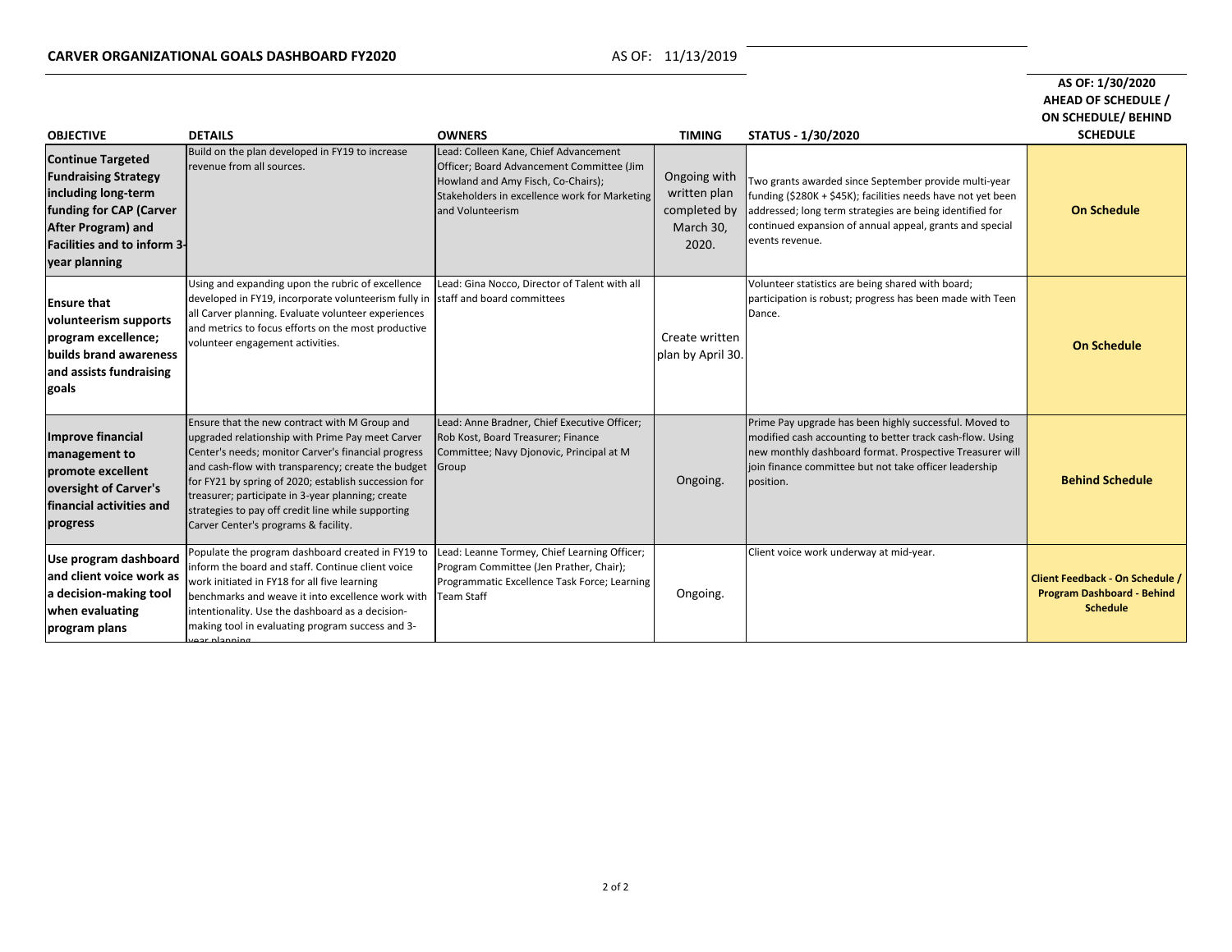**CARVER ORGANIZATIONAL GOALS DASHBOARD FY2020**

AS OF: 11/13/2019

| OBJECTIVE | DETAILS | OWNERS | TIMING | STATUS - 1/30/2020 | AS OF: 1/30/2020 AHEAD OF SCHEDULE / ON SCHEDULE/ BEHIND SCHEDULE |
|---|---|---|---|---|---|
| **Continue Targeted Fundraising Strategy including long-term funding for CAP (Carver After Program) and Facilities and to inform 3-year planning** | Build on the plan developed in FY19 to increase revenue from all sources. | Lead: Colleen Kane, Chief Advancement Officer; Board Advancement Committee (Jim Howland and Amy Fisch, Co-Chairs); Stakeholders in excellence work for Marketing and Volunteerism | Ongoing with written plan completed by March 30, 2020. | Two grants awarded since September provide multi-year funding ($280K + $45K); facilities needs have not yet been addressed; long term strategies are being identified for continued expansion of annual appeal, grants and special events revenue. | **On Schedule** |
| **Ensure that volunteerism supports program excellence; builds brand awareness and assists fundraising goals** | Using and expanding upon the rubric of excellence developed in FY19, incorporate volunteerism fully in all Carver planning. Evaluate volunteer experiences and metrics to focus efforts on the most productive volunteer engagement activities. | Lead: Gina Nocco, Director of Talent with all staff and board committees | Create written plan by April 30. | Volunteer statistics are being shared with board; participation is robust; progress has been made with Teen Dance. | **On Schedule** |
| **Improve financial management to promote excellent oversight of Carver's financial activities and progress** | Ensure that the new contract with M Group and upgraded relationship with Prime Pay meet Carver Center's needs; monitor Carver's financial progress and cash-flow with transparency; create the budget for FY21 by spring of 2020; establish succession for treasurer; participate in 3-year planning; create strategies to pay off credit line while supporting Carver Center's programs & facility. | Lead: Anne Bradner, Chief Executive Officer; Rob Kost, Board Treasurer; Finance Committee; Navy Djonovic, Principal at M Group | Ongoing. | Prime Pay upgrade has been highly successful. Moved to modified cash accounting to better track cash-flow. Using new monthly dashboard format. Prospective Treasurer will join finance committee but not take officer leadership position. | **Behind Schedule** |
| **Use program dashboard and client voice work as a decision-making tool when evaluating program plans** | Populate the program dashboard created in FY19 to inform the board and staff. Continue client voice work initiated in FY18 for all five learning benchmarks and weave it into excellence work with intentionality. Use the dashboard as a decision-making tool in evaluating program success and 3-year planning. | Lead: Leanne Tormey, Chief Learning Officer; Program Committee (Jen Prather, Chair); Programmatic Excellence Task Force; Learning Team Staff | Ongoing. | Client voice work underway at mid-year. | **Client Feedback - On Schedule / Program Dashboard - Behind Schedule** |